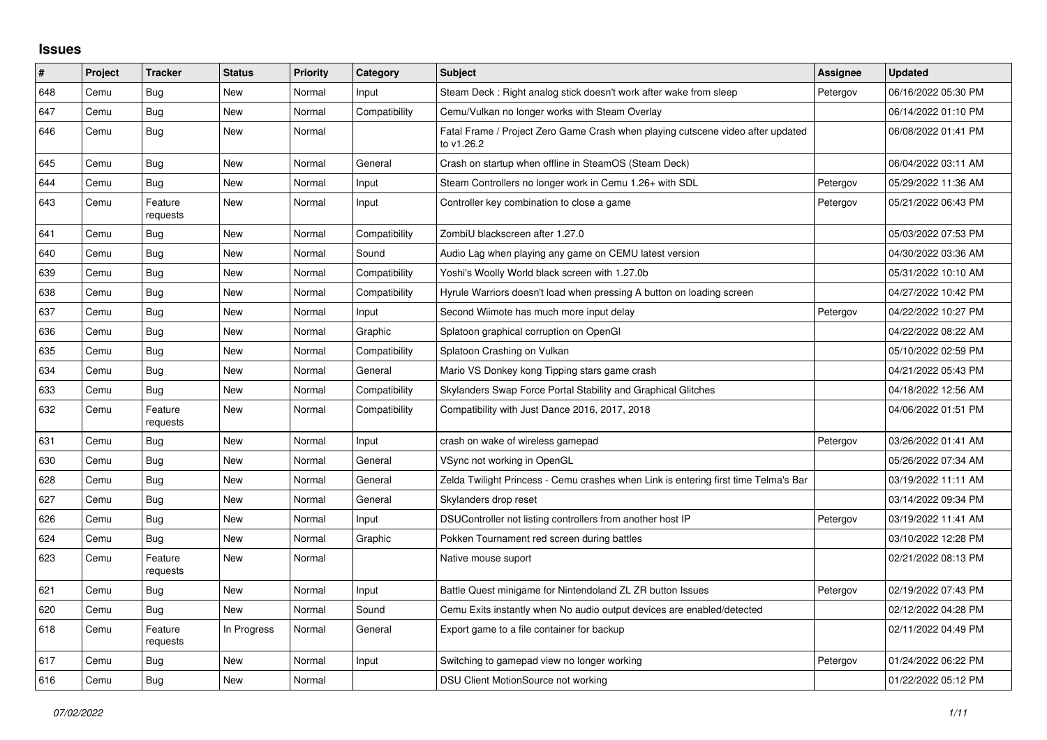## Issues

| # | Project | Tracker | Status | Priority | Category | Subject | Assignee | Updated |
|---|---|---|---|---|---|---|---|---|
| 648 | Cemu | Bug | New | Normal | Input | Steam Deck : Right analog stick doesn't work after wake from sleep | Petergov | 06/16/2022 05:30 PM |
| 647 | Cemu | Bug | New | Normal | Compatibility | Cemu/Vulkan no longer works with Steam Overlay | | 06/14/2022 01:10 PM |
| 646 | Cemu | Bug | New | Normal | | Fatal Frame / Project Zero Game Crash when playing cutscene video after updated to v1.26.2 | | 06/08/2022 01:41 PM |
| 645 | Cemu | Bug | New | Normal | General | Crash on startup when offline in SteamOS (Steam Deck) | | 06/04/2022 03:11 AM |
| 644 | Cemu | Bug | New | Normal | Input | Steam Controllers no longer work in Cemu 1.26+ with SDL | Petergov | 05/29/2022 11:36 AM |
| 643 | Cemu | Feature requests | New | Normal | Input | Controller key combination to close a game | Petergov | 05/21/2022 06:43 PM |
| 641 | Cemu | Bug | New | Normal | Compatibility | ZombiU blackscreen after 1.27.0 | | 05/03/2022 07:53 PM |
| 640 | Cemu | Bug | New | Normal | Sound | Audio Lag when playing any game on CEMU latest version | | 04/30/2022 03:36 AM |
| 639 | Cemu | Bug | New | Normal | Compatibility | Yoshi's Woolly World black screen with 1.27.0b | | 05/31/2022 10:10 AM |
| 638 | Cemu | Bug | New | Normal | Compatibility | Hyrule Warriors doesn't load when pressing A button on loading screen | | 04/27/2022 10:42 PM |
| 637 | Cemu | Bug | New | Normal | Input | Second Wiimote has much more input delay | Petergov | 04/22/2022 10:27 PM |
| 636 | Cemu | Bug | New | Normal | Graphic | Splatoon graphical corruption on OpenGl | | 04/22/2022 08:22 AM |
| 635 | Cemu | Bug | New | Normal | Compatibility | Splatoon Crashing on Vulkan | | 05/10/2022 02:59 PM |
| 634 | Cemu | Bug | New | Normal | General | Mario VS Donkey kong Tipping stars game crash | | 04/21/2022 05:43 PM |
| 633 | Cemu | Bug | New | Normal | Compatibility | Skylanders Swap Force Portal Stability and Graphical Glitches | | 04/18/2022 12:56 AM |
| 632 | Cemu | Feature requests | New | Normal | Compatibility | Compatibility with Just Dance 2016, 2017, 2018 | | 04/06/2022 01:51 PM |
| 631 | Cemu | Bug | New | Normal | Input | crash on wake of wireless gamepad | Petergov | 03/26/2022 01:41 AM |
| 630 | Cemu | Bug | New | Normal | General | VSync not working in OpenGL | | 05/26/2022 07:34 AM |
| 628 | Cemu | Bug | New | Normal | General | Zelda Twilight Princess - Cemu crashes when Link is entering first time Telma's Bar | | 03/19/2022 11:11 AM |
| 627 | Cemu | Bug | New | Normal | General | Skylanders drop reset | | 03/14/2022 09:34 PM |
| 626 | Cemu | Bug | New | Normal | Input | DSUController not listing controllers from another host IP | Petergov | 03/19/2022 11:41 AM |
| 624 | Cemu | Bug | New | Normal | Graphic | Pokken Tournament red screen during battles | | 03/10/2022 12:28 PM |
| 623 | Cemu | Feature requests | New | Normal | | Native mouse suport | | 02/21/2022 08:13 PM |
| 621 | Cemu | Bug | New | Normal | Input | Battle Quest minigame for Nintendoland ZL ZR button Issues | Petergov | 02/19/2022 07:43 PM |
| 620 | Cemu | Bug | New | Normal | Sound | Cemu Exits instantly when No audio output devices are enabled/detected | | 02/12/2022 04:28 PM |
| 618 | Cemu | Feature requests | In Progress | Normal | General | Export game to a file container for backup | | 02/11/2022 04:49 PM |
| 617 | Cemu | Bug | New | Normal | Input | Switching to gamepad view no longer working | Petergov | 01/24/2022 06:22 PM |
| 616 | Cemu | Bug | New | Normal | | DSU Client MotionSource not working | | 01/22/2022 05:12 PM |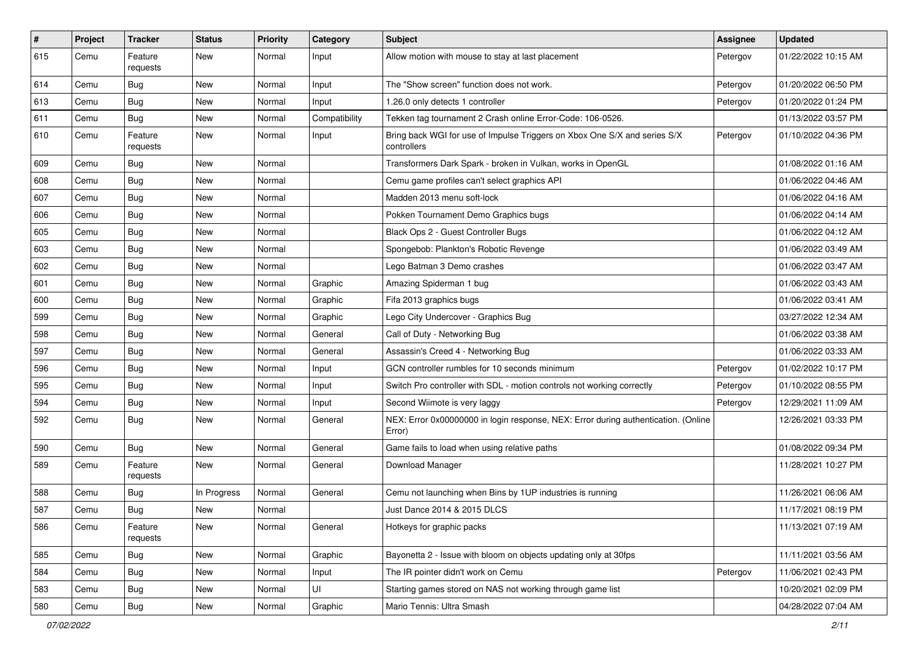| # | Project | Tracker | Status | Priority | Category | Subject | Assignee | Updated |
|---|---|---|---|---|---|---|---|---|
| 615 | Cemu | Feature requests | New | Normal | Input | Allow motion with mouse to stay at last placement | Petergov | 01/22/2022 10:15 AM |
| 614 | Cemu | Bug | New | Normal | Input | The "Show screen" function does not work. | Petergov | 01/20/2022 06:50 PM |
| 613 | Cemu | Bug | New | Normal | Input | 1.26.0 only detects 1 controller | Petergov | 01/20/2022 01:24 PM |
| 611 | Cemu | Bug | New | Normal | Compatibility | Tekken tag tournament 2 Crash online Error-Code: 106-0526. | | 01/13/2022 03:57 PM |
| 610 | Cemu | Feature requests | New | Normal | Input | Bring back WGI for use of Impulse Triggers on Xbox One S/X and series S/X controllers | Petergov | 01/10/2022 04:36 PM |
| 609 | Cemu | Bug | New | Normal | | Transformers Dark Spark - broken in Vulkan, works in OpenGL | | 01/08/2022 01:16 AM |
| 608 | Cemu | Bug | New | Normal | | Cemu game profiles can't select graphics API | | 01/06/2022 04:46 AM |
| 607 | Cemu | Bug | New | Normal | | Madden 2013 menu soft-lock | | 01/06/2022 04:16 AM |
| 606 | Cemu | Bug | New | Normal | | Pokken Tournament Demo Graphics bugs | | 01/06/2022 04:14 AM |
| 605 | Cemu | Bug | New | Normal | | Black Ops 2 - Guest Controller Bugs | | 01/06/2022 04:12 AM |
| 603 | Cemu | Bug | New | Normal | | Spongebob: Plankton's Robotic Revenge | | 01/06/2022 03:49 AM |
| 602 | Cemu | Bug | New | Normal | | Lego Batman 3 Demo crashes | | 01/06/2022 03:47 AM |
| 601 | Cemu | Bug | New | Normal | Graphic | Amazing Spiderman 1 bug | | 01/06/2022 03:43 AM |
| 600 | Cemu | Bug | New | Normal | Graphic | Fifa 2013 graphics bugs | | 01/06/2022 03:41 AM |
| 599 | Cemu | Bug | New | Normal | Graphic | Lego City Undercover - Graphics Bug | | 03/27/2022 12:34 AM |
| 598 | Cemu | Bug | New | Normal | General | Call of Duty - Networking Bug | | 01/06/2022 03:38 AM |
| 597 | Cemu | Bug | New | Normal | General | Assassin's Creed 4 - Networking Bug | | 01/06/2022 03:33 AM |
| 596 | Cemu | Bug | New | Normal | Input | GCN controller rumbles for 10 seconds minimum | Petergov | 01/02/2022 10:17 PM |
| 595 | Cemu | Bug | New | Normal | Input | Switch Pro controller with SDL - motion controls not working correctly | Petergov | 01/10/2022 08:55 PM |
| 594 | Cemu | Bug | New | Normal | Input | Second Wiimote is very laggy | Petergov | 12/29/2021 11:09 AM |
| 592 | Cemu | Bug | New | Normal | General | NEX: Error 0x00000000 in login response, NEX: Error during authentication. (Online Error) | | 12/26/2021 03:33 PM |
| 590 | Cemu | Bug | New | Normal | General | Game fails to load when using relative paths | | 01/08/2022 09:34 PM |
| 589 | Cemu | Feature requests | New | Normal | General | Download Manager | | 11/28/2021 10:27 PM |
| 588 | Cemu | Bug | In Progress | Normal | General | Cemu not launching when Bins by 1UP industries is running | | 11/26/2021 06:06 AM |
| 587 | Cemu | Bug | New | Normal | | Just Dance 2014 & 2015 DLCS | | 11/17/2021 08:19 PM |
| 586 | Cemu | Feature requests | New | Normal | General | Hotkeys for graphic packs | | 11/13/2021 07:19 AM |
| 585 | Cemu | Bug | New | Normal | Graphic | Bayonetta 2 - Issue with bloom on objects updating only at 30fps | | 11/11/2021 03:56 AM |
| 584 | Cemu | Bug | New | Normal | Input | The IR pointer didn't work on Cemu | Petergov | 11/06/2021 02:43 PM |
| 583 | Cemu | Bug | New | Normal | UI | Starting games stored on NAS not working through game list | | 10/20/2021 02:09 PM |
| 580 | Cemu | Bug | New | Normal | Graphic | Mario Tennis: Ultra Smash | | 04/28/2022 07:04 AM |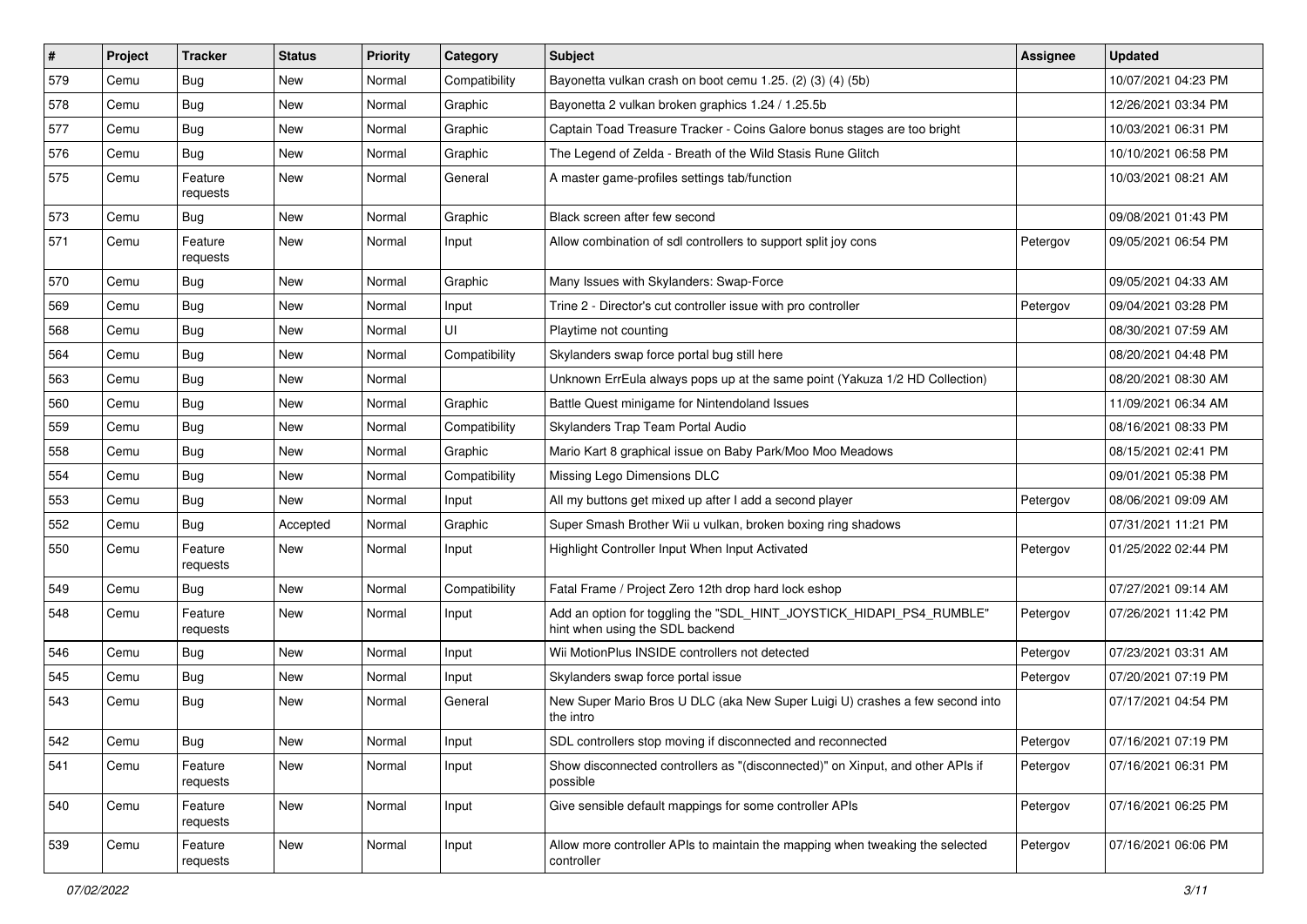| # | Project | Tracker | Status | Priority | Category | Subject | Assignee | Updated |
|---|---|---|---|---|---|---|---|---|
| 579 | Cemu | Bug | New | Normal | Compatibility | Bayonetta vulkan crash on boot cemu 1.25. (2) (3) (4) (5b) | | 10/07/2021 04:23 PM |
| 578 | Cemu | Bug | New | Normal | Graphic | Bayonetta 2 vulkan broken graphics 1.24 / 1.25.5b | | 12/26/2021 03:34 PM |
| 577 | Cemu | Bug | New | Normal | Graphic | Captain Toad Treasure Tracker - Coins Galore bonus stages are too bright | | 10/03/2021 06:31 PM |
| 576 | Cemu | Bug | New | Normal | Graphic | The Legend of Zelda - Breath of the Wild Stasis Rune Glitch | | 10/10/2021 06:58 PM |
| 575 | Cemu | Feature requests | New | Normal | General | A master game-profiles settings tab/function | | 10/03/2021 08:21 AM |
| 573 | Cemu | Bug | New | Normal | Graphic | Black screen after few second | | 09/08/2021 01:43 PM |
| 571 | Cemu | Feature requests | New | Normal | Input | Allow combination of sdl controllers to support split joy cons | Petergov | 09/05/2021 06:54 PM |
| 570 | Cemu | Bug | New | Normal | Graphic | Many Issues with Skylanders: Swap-Force | | 09/05/2021 04:33 AM |
| 569 | Cemu | Bug | New | Normal | Input | Trine 2 - Director's cut controller issue with pro controller | Petergov | 09/04/2021 03:28 PM |
| 568 | Cemu | Bug | New | Normal | UI | Playtime not counting | | 08/30/2021 07:59 AM |
| 564 | Cemu | Bug | New | Normal | Compatibility | Skylanders swap force portal bug still here | | 08/20/2021 04:48 PM |
| 563 | Cemu | Bug | New | Normal | | Unknown ErrEula always pops up at the same point (Yakuza 1/2 HD Collection) | | 08/20/2021 08:30 AM |
| 560 | Cemu | Bug | New | Normal | Graphic | Battle Quest minigame for Nintendoland Issues | | 11/09/2021 06:34 AM |
| 559 | Cemu | Bug | New | Normal | Compatibility | Skylanders Trap Team Portal Audio | | 08/16/2021 08:33 PM |
| 558 | Cemu | Bug | New | Normal | Graphic | Mario Kart 8 graphical issue on Baby Park/Moo Moo Meadows | | 08/15/2021 02:41 PM |
| 554 | Cemu | Bug | New | Normal | Compatibility | Missing Lego Dimensions DLC | | 09/01/2021 05:38 PM |
| 553 | Cemu | Bug | New | Normal | Input | All my buttons get mixed up after I add a second player | Petergov | 08/06/2021 09:09 AM |
| 552 | Cemu | Bug | Accepted | Normal | Graphic | Super Smash Brother Wii u vulkan, broken boxing ring shadows | | 07/31/2021 11:21 PM |
| 550 | Cemu | Feature requests | New | Normal | Input | Highlight Controller Input When Input Activated | Petergov | 01/25/2022 02:44 PM |
| 549 | Cemu | Bug | New | Normal | Compatibility | Fatal Frame / Project Zero 12th drop hard lock eshop | | 07/27/2021 09:14 AM |
| 548 | Cemu | Feature requests | New | Normal | Input | Add an option for toggling the "SDL_HINT_JOYSTICK_HIDAPI_PS4_RUMBLE" hint when using the SDL backend | Petergov | 07/26/2021 11:42 PM |
| 546 | Cemu | Bug | New | Normal | Input | Wii MotionPlus INSIDE controllers not detected | Petergov | 07/23/2021 03:31 AM |
| 545 | Cemu | Bug | New | Normal | Input | Skylanders swap force portal issue | Petergov | 07/20/2021 07:19 PM |
| 543 | Cemu | Bug | New | Normal | General | New Super Mario Bros U DLC (aka New Super Luigi U) crashes a few second into the intro | | 07/17/2021 04:54 PM |
| 542 | Cemu | Bug | New | Normal | Input | SDL controllers stop moving if disconnected and reconnected | Petergov | 07/16/2021 07:19 PM |
| 541 | Cemu | Feature requests | New | Normal | Input | Show disconnected controllers as "(disconnected)" on Xinput, and other APIs if possible | Petergov | 07/16/2021 06:31 PM |
| 540 | Cemu | Feature requests | New | Normal | Input | Give sensible default mappings for some controller APIs | Petergov | 07/16/2021 06:25 PM |
| 539 | Cemu | Feature requests | New | Normal | Input | Allow more controller APIs to maintain the mapping when tweaking the selected controller | Petergov | 07/16/2021 06:06 PM |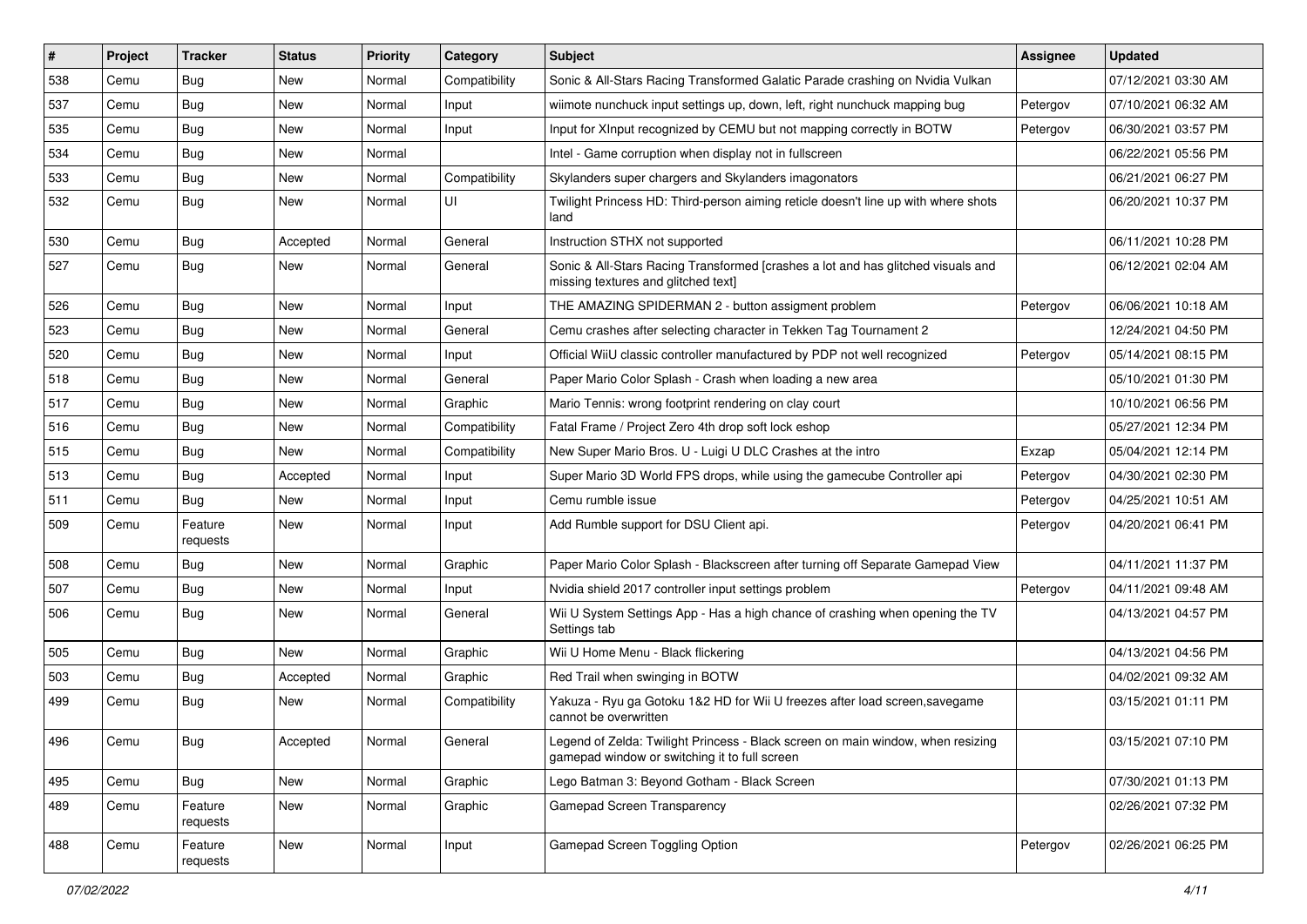| # | Project | Tracker | Status | Priority | Category | Subject | Assignee | Updated |
|---|---|---|---|---|---|---|---|---|
| 538 | Cemu | Bug | New | Normal | Compatibility | Sonic & All-Stars Racing Transformed Galatic Parade crashing on Nvidia Vulkan | | 07/12/2021 03:30 AM |
| 537 | Cemu | Bug | New | Normal | Input | wiimote nunchuck input settings up, down, left, right nunchuck mapping bug | Petergov | 07/10/2021 06:32 AM |
| 535 | Cemu | Bug | New | Normal | Input | Input for XInput recognized by CEMU but not mapping correctly in BOTW | Petergov | 06/30/2021 03:57 PM |
| 534 | Cemu | Bug | New | Normal | | Intel - Game corruption when display not in fullscreen | | 06/22/2021 05:56 PM |
| 533 | Cemu | Bug | New | Normal | Compatibility | Skylanders super chargers and Skylanders imagonators | | 06/21/2021 06:27 PM |
| 532 | Cemu | Bug | New | Normal | UI | Twilight Princess HD: Third-person aiming reticle doesn't line up with where shots land | | 06/20/2021 10:37 PM |
| 530 | Cemu | Bug | Accepted | Normal | General | Instruction STHX not supported | | 06/11/2021 10:28 PM |
| 527 | Cemu | Bug | New | Normal | General | Sonic & All-Stars Racing Transformed [crashes a lot and has glitched visuals and missing textures and glitched text] | | 06/12/2021 02:04 AM |
| 526 | Cemu | Bug | New | Normal | Input | THE AMAZING SPIDERMAN 2 - button assigment problem | Petergov | 06/06/2021 10:18 AM |
| 523 | Cemu | Bug | New | Normal | General | Cemu crashes after selecting character in Tekken Tag Tournament 2 | | 12/24/2021 04:50 PM |
| 520 | Cemu | Bug | New | Normal | Input | Official WiiU classic controller manufactured by PDP not well recognized | Petergov | 05/14/2021 08:15 PM |
| 518 | Cemu | Bug | New | Normal | General | Paper Mario Color Splash - Crash when loading a new area | | 05/10/2021 01:30 PM |
| 517 | Cemu | Bug | New | Normal | Graphic | Mario Tennis: wrong footprint rendering on clay court | | 10/10/2021 06:56 PM |
| 516 | Cemu | Bug | New | Normal | Compatibility | Fatal Frame / Project Zero 4th drop soft lock eshop | | 05/27/2021 12:34 PM |
| 515 | Cemu | Bug | New | Normal | Compatibility | New Super Mario Bros. U - Luigi U DLC Crashes at the intro | Exzap | 05/04/2021 12:14 PM |
| 513 | Cemu | Bug | Accepted | Normal | Input | Super Mario 3D World FPS drops, while using the gamecube Controller api | Petergov | 04/30/2021 02:30 PM |
| 511 | Cemu | Bug | New | Normal | Input | Cemu rumble issue | Petergov | 04/25/2021 10:51 AM |
| 509 | Cemu | Feature requests | New | Normal | Input | Add Rumble support for DSU Client api. | Petergov | 04/20/2021 06:41 PM |
| 508 | Cemu | Bug | New | Normal | Graphic | Paper Mario Color Splash - Blackscreen after turning off Separate Gamepad View | | 04/11/2021 11:37 PM |
| 507 | Cemu | Bug | New | Normal | Input | Nvidia shield 2017 controller input settings problem | Petergov | 04/11/2021 09:48 AM |
| 506 | Cemu | Bug | New | Normal | General | Wii U System Settings App - Has a high chance of crashing when opening the TV Settings tab | | 04/13/2021 04:57 PM |
| 505 | Cemu | Bug | New | Normal | Graphic | Wii U Home Menu - Black flickering | | 04/13/2021 04:56 PM |
| 503 | Cemu | Bug | Accepted | Normal | Graphic | Red Trail when swinging in BOTW | | 04/02/2021 09:32 AM |
| 499 | Cemu | Bug | New | Normal | Compatibility | Yakuza - Ryu ga Gotoku 1&2 HD for Wii U freezes after load screen,savegame cannot be overwritten | | 03/15/2021 01:11 PM |
| 496 | Cemu | Bug | Accepted | Normal | General | Legend of Zelda: Twilight Princess - Black screen on main window, when resizing gamepad window or switching it to full screen | | 03/15/2021 07:10 PM |
| 495 | Cemu | Bug | New | Normal | Graphic | Lego Batman 3: Beyond Gotham - Black Screen | | 07/30/2021 01:13 PM |
| 489 | Cemu | Feature requests | New | Normal | Graphic | Gamepad Screen Transparency | | 02/26/2021 07:32 PM |
| 488 | Cemu | Feature requests | New | Normal | Input | Gamepad Screen Toggling Option | Petergov | 02/26/2021 06:25 PM |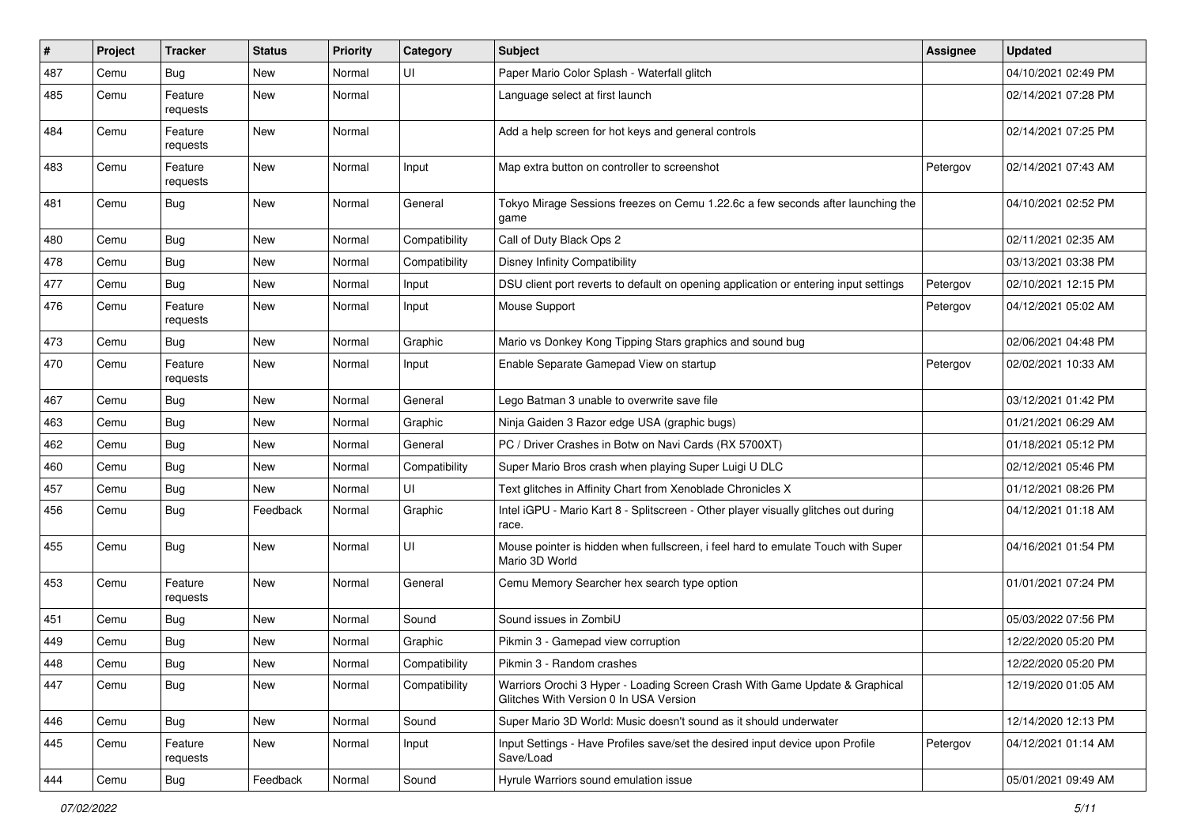| # | Project | Tracker | Status | Priority | Category | Subject | Assignee | Updated |
|---|---|---|---|---|---|---|---|---|
| 487 | Cemu | Bug | New | Normal | UI | Paper Mario Color Splash - Waterfall glitch | | 04/10/2021 02:49 PM |
| 485 | Cemu | Feature requests | New | Normal | | Language select at first launch | | 02/14/2021 07:28 PM |
| 484 | Cemu | Feature requests | New | Normal | | Add a help screen for hot keys and general controls | | 02/14/2021 07:25 PM |
| 483 | Cemu | Feature requests | New | Normal | Input | Map extra button on controller to screenshot | Petergov | 02/14/2021 07:43 AM |
| 481 | Cemu | Bug | New | Normal | General | Tokyo Mirage Sessions freezes on Cemu 1.22.6c a few seconds after launching the game | | 04/10/2021 02:52 PM |
| 480 | Cemu | Bug | New | Normal | Compatibility | Call of Duty Black Ops 2 | | 02/11/2021 02:35 AM |
| 478 | Cemu | Bug | New | Normal | Compatibility | Disney Infinity Compatibility | | 03/13/2021 03:38 PM |
| 477 | Cemu | Bug | New | Normal | Input | DSU client port reverts to default on opening application or entering input settings | Petergov | 02/10/2021 12:15 PM |
| 476 | Cemu | Feature requests | New | Normal | Input | Mouse Support | Petergov | 04/12/2021 05:02 AM |
| 473 | Cemu | Bug | New | Normal | Graphic | Mario vs Donkey Kong Tipping Stars graphics and sound bug | | 02/06/2021 04:48 PM |
| 470 | Cemu | Feature requests | New | Normal | Input | Enable Separate Gamepad View on startup | Petergov | 02/02/2021 10:33 AM |
| 467 | Cemu | Bug | New | Normal | General | Lego Batman 3 unable to overwrite save file | | 03/12/2021 01:42 PM |
| 463 | Cemu | Bug | New | Normal | Graphic | Ninja Gaiden 3 Razor edge USA (graphic bugs) | | 01/21/2021 06:29 AM |
| 462 | Cemu | Bug | New | Normal | General | PC / Driver Crashes in Botw on Navi Cards (RX 5700XT) | | 01/18/2021 05:12 PM |
| 460 | Cemu | Bug | New | Normal | Compatibility | Super Mario Bros crash when playing Super Luigi U DLC | | 02/12/2021 05:46 PM |
| 457 | Cemu | Bug | New | Normal | UI | Text glitches in Affinity Chart from Xenoblade Chronicles X | | 01/12/2021 08:26 PM |
| 456 | Cemu | Bug | Feedback | Normal | Graphic | Intel iGPU - Mario Kart 8 - Splitscreen - Other player visually glitches out during race. | | 04/12/2021 01:18 AM |
| 455 | Cemu | Bug | New | Normal | UI | Mouse pointer is hidden when fullscreen, i feel hard to emulate Touch with Super Mario 3D World | | 04/16/2021 01:54 PM |
| 453 | Cemu | Feature requests | New | Normal | General | Cemu Memory Searcher hex search type option | | 01/01/2021 07:24 PM |
| 451 | Cemu | Bug | New | Normal | Sound | Sound issues in ZombiU | | 05/03/2022 07:56 PM |
| 449 | Cemu | Bug | New | Normal | Graphic | Pikmin 3 - Gamepad view corruption | | 12/22/2020 05:20 PM |
| 448 | Cemu | Bug | New | Normal | Compatibility | Pikmin 3 - Random crashes | | 12/22/2020 05:20 PM |
| 447 | Cemu | Bug | New | Normal | Compatibility | Warriors Orochi 3 Hyper - Loading Screen Crash With Game Update & Graphical Glitches With Version 0 In USA Version | | 12/19/2020 01:05 AM |
| 446 | Cemu | Bug | New | Normal | Sound | Super Mario 3D World: Music doesn't sound as it should underwater | | 12/14/2020 12:13 PM |
| 445 | Cemu | Feature requests | New | Normal | Input | Input Settings - Have Profiles save/set the desired input device upon Profile Save/Load | Petergov | 04/12/2021 01:14 AM |
| 444 | Cemu | Bug | Feedback | Normal | Sound | Hyrule Warriors sound emulation issue | | 05/01/2021 09:49 AM |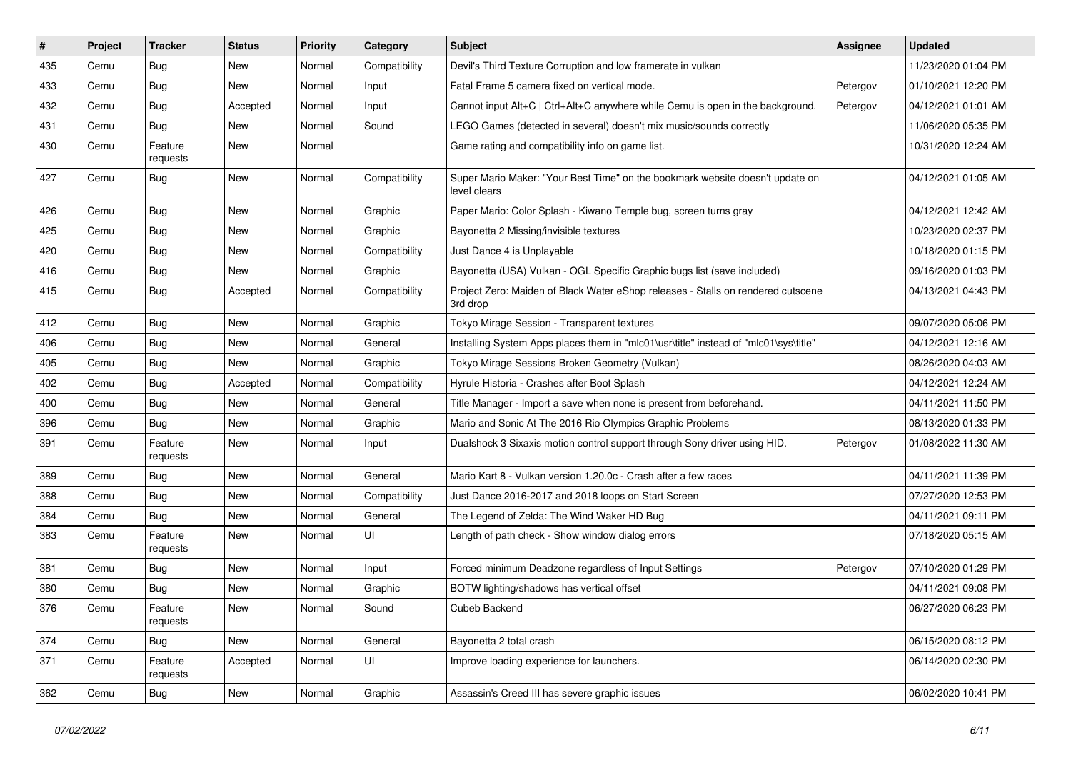| # | Project | Tracker | Status | Priority | Category | Subject | Assignee | Updated |
|---|---|---|---|---|---|---|---|---|
| 435 | Cemu | Bug | New | Normal | Compatibility | Devil's Third Texture Corruption and low framerate in vulkan | | 11/23/2020 01:04 PM |
| 433 | Cemu | Bug | New | Normal | Input | Fatal Frame 5 camera fixed on vertical mode. | Petergov | 01/10/2021 12:20 PM |
| 432 | Cemu | Bug | Accepted | Normal | Input | Cannot input Alt+C \| Ctrl+Alt+C anywhere while Cemu is open in the background. | Petergov | 04/12/2021 01:01 AM |
| 431 | Cemu | Bug | New | Normal | Sound | LEGO Games (detected in several) doesn't mix music/sounds correctly | | 11/06/2020 05:35 PM |
| 430 | Cemu | Feature requests | New | Normal | | Game rating and compatibility info on game list. | | 10/31/2020 12:24 AM |
| 427 | Cemu | Bug | New | Normal | Compatibility | Super Mario Maker: "Your Best Time" on the bookmark website doesn't update on level clears | | 04/12/2021 01:05 AM |
| 426 | Cemu | Bug | New | Normal | Graphic | Paper Mario: Color Splash - Kiwano Temple bug, screen turns gray | | 04/12/2021 12:42 AM |
| 425 | Cemu | Bug | New | Normal | Graphic | Bayonetta 2 Missing/invisible textures | | 10/23/2020 02:37 PM |
| 420 | Cemu | Bug | New | Normal | Compatibility | Just Dance 4 is Unplayable | | 10/18/2020 01:15 PM |
| 416 | Cemu | Bug | New | Normal | Graphic | Bayonetta (USA) Vulkan - OGL Specific Graphic bugs list (save included) | | 09/16/2020 01:03 PM |
| 415 | Cemu | Bug | Accepted | Normal | Compatibility | Project Zero: Maiden of Black Water eShop releases - Stalls on rendered cutscene 3rd drop | | 04/13/2021 04:43 PM |
| 412 | Cemu | Bug | New | Normal | Graphic | Tokyo Mirage Session - Transparent textures | | 09/07/2020 05:06 PM |
| 406 | Cemu | Bug | New | Normal | General | Installing System Apps places them in "mlc01\usr\title" instead of "mlc01\sys\title" | | 04/12/2021 12:16 AM |
| 405 | Cemu | Bug | New | Normal | Graphic | Tokyo Mirage Sessions Broken Geometry (Vulkan) | | 08/26/2020 04:03 AM |
| 402 | Cemu | Bug | Accepted | Normal | Compatibility | Hyrule Historia - Crashes after Boot Splash | | 04/12/2021 12:24 AM |
| 400 | Cemu | Bug | New | Normal | General | Title Manager - Import a save when none is present from beforehand. | | 04/11/2021 11:50 PM |
| 396 | Cemu | Bug | New | Normal | Graphic | Mario and Sonic At The 2016 Rio Olympics Graphic Problems | | 08/13/2020 01:33 PM |
| 391 | Cemu | Feature requests | New | Normal | Input | Dualshock 3 Sixaxis motion control support through Sony driver using HID. | Petergov | 01/08/2022 11:30 AM |
| 389 | Cemu | Bug | New | Normal | General | Mario Kart 8 - Vulkan version 1.20.0c - Crash after a few races | | 04/11/2021 11:39 PM |
| 388 | Cemu | Bug | New | Normal | Compatibility | Just Dance 2016-2017 and 2018 loops on Start Screen | | 07/27/2020 12:53 PM |
| 384 | Cemu | Bug | New | Normal | General | The Legend of Zelda: The Wind Waker HD Bug | | 04/11/2021 09:11 PM |
| 383 | Cemu | Feature requests | New | Normal | UI | Length of path check - Show window dialog errors | | 07/18/2020 05:15 AM |
| 381 | Cemu | Bug | New | Normal | Input | Forced minimum Deadzone regardless of Input Settings | Petergov | 07/10/2020 01:29 PM |
| 380 | Cemu | Bug | New | Normal | Graphic | BOTW lighting/shadows has vertical offset | | 04/11/2021 09:08 PM |
| 376 | Cemu | Feature requests | New | Normal | Sound | Cubeb Backend | | 06/27/2020 06:23 PM |
| 374 | Cemu | Bug | New | Normal | General | Bayonetta 2 total crash | | 06/15/2020 08:12 PM |
| 371 | Cemu | Feature requests | Accepted | Normal | UI | Improve loading experience for launchers. | | 06/14/2020 02:30 PM |
| 362 | Cemu | Bug | New | Normal | Graphic | Assassin's Creed III has severe graphic issues | | 06/02/2020 10:41 PM |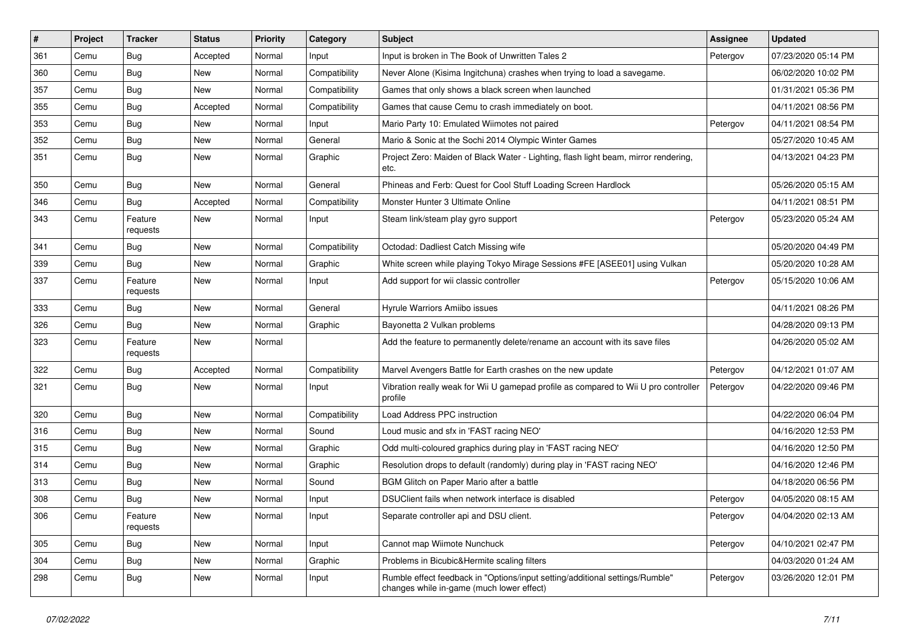| # | Project | Tracker | Status | Priority | Category | Subject | Assignee | Updated |
|---|---|---|---|---|---|---|---|---|
| 361 | Cemu | Bug | Accepted | Normal | Input | Input is broken in The Book of Unwritten Tales 2 | Petergov | 07/23/2020 05:14 PM |
| 360 | Cemu | Bug | New | Normal | Compatibility | Never Alone (Kisima Ingitchuna) crashes when trying to load a savegame. | | 06/02/2020 10:02 PM |
| 357 | Cemu | Bug | New | Normal | Compatibility | Games that only shows a black screen when launched | | 01/31/2021 05:36 PM |
| 355 | Cemu | Bug | Accepted | Normal | Compatibility | Games that cause Cemu to crash immediately on boot. | | 04/11/2021 08:56 PM |
| 353 | Cemu | Bug | New | Normal | Input | Mario Party 10: Emulated Wiimotes not paired | Petergov | 04/11/2021 08:54 PM |
| 352 | Cemu | Bug | New | Normal | General | Mario & Sonic at the Sochi 2014 Olympic Winter Games | | 05/27/2020 10:45 AM |
| 351 | Cemu | Bug | New | Normal | Graphic | Project Zero: Maiden of Black Water - Lighting, flash light beam, mirror rendering, etc. | | 04/13/2021 04:23 PM |
| 350 | Cemu | Bug | New | Normal | General | Phineas and Ferb: Quest for Cool Stuff Loading Screen Hardlock | | 05/26/2020 05:15 AM |
| 346 | Cemu | Bug | Accepted | Normal | Compatibility | Monster Hunter 3 Ultimate Online | | 04/11/2021 08:51 PM |
| 343 | Cemu | Feature requests | New | Normal | Input | Steam link/steam play gyro support | Petergov | 05/23/2020 05:24 AM |
| 341 | Cemu | Bug | New | Normal | Compatibility | Octodad: Dadliest Catch Missing wife | | 05/20/2020 04:49 PM |
| 339 | Cemu | Bug | New | Normal | Graphic | White screen while playing Tokyo Mirage Sessions #FE [ASEE01] using Vulkan | | 05/20/2020 10:28 AM |
| 337 | Cemu | Feature requests | New | Normal | Input | Add support for wii classic controller | Petergov | 05/15/2020 10:06 AM |
| 333 | Cemu | Bug | New | Normal | General | Hyrule Warriors Amiibo issues | | 04/11/2021 08:26 PM |
| 326 | Cemu | Bug | New | Normal | Graphic | Bayonetta 2 Vulkan problems | | 04/28/2020 09:13 PM |
| 323 | Cemu | Feature requests | New | Normal | | Add the feature to permanently delete/rename an account with its save files | | 04/26/2020 05:02 AM |
| 322 | Cemu | Bug | Accepted | Normal | Compatibility | Marvel Avengers Battle for Earth crashes on the new update | Petergov | 04/12/2021 01:07 AM |
| 321 | Cemu | Bug | New | Normal | Input | Vibration really weak for Wii U gamepad profile as compared to Wii U pro controller profile | Petergov | 04/22/2020 09:46 PM |
| 320 | Cemu | Bug | New | Normal | Compatibility | Load Address PPC instruction | | 04/22/2020 06:04 PM |
| 316 | Cemu | Bug | New | Normal | Sound | Loud music and sfx in 'FAST racing NEO' | | 04/16/2020 12:53 PM |
| 315 | Cemu | Bug | New | Normal | Graphic | Odd multi-coloured graphics during play in 'FAST racing NEO' | | 04/16/2020 12:50 PM |
| 314 | Cemu | Bug | New | Normal | Graphic | Resolution drops to default (randomly) during play in 'FAST racing NEO' | | 04/16/2020 12:46 PM |
| 313 | Cemu | Bug | New | Normal | Sound | BGM Glitch on Paper Mario after a battle | | 04/18/2020 06:56 PM |
| 308 | Cemu | Bug | New | Normal | Input | DSUClient fails when network interface is disabled | Petergov | 04/05/2020 08:15 AM |
| 306 | Cemu | Feature requests | New | Normal | Input | Separate controller api and DSU client. | Petergov | 04/04/2020 02:13 AM |
| 305 | Cemu | Bug | New | Normal | Input | Cannot map Wiimote Nunchuck | Petergov | 04/10/2021 02:47 PM |
| 304 | Cemu | Bug | New | Normal | Graphic | Problems in Bicubic&Hermite scaling filters | | 04/03/2020 01:24 AM |
| 298 | Cemu | Bug | New | Normal | Input | Rumble effect feedback in "Options/input setting/additional settings/Rumble" changes while in-game (much lower effect) | Petergov | 03/26/2020 12:01 PM |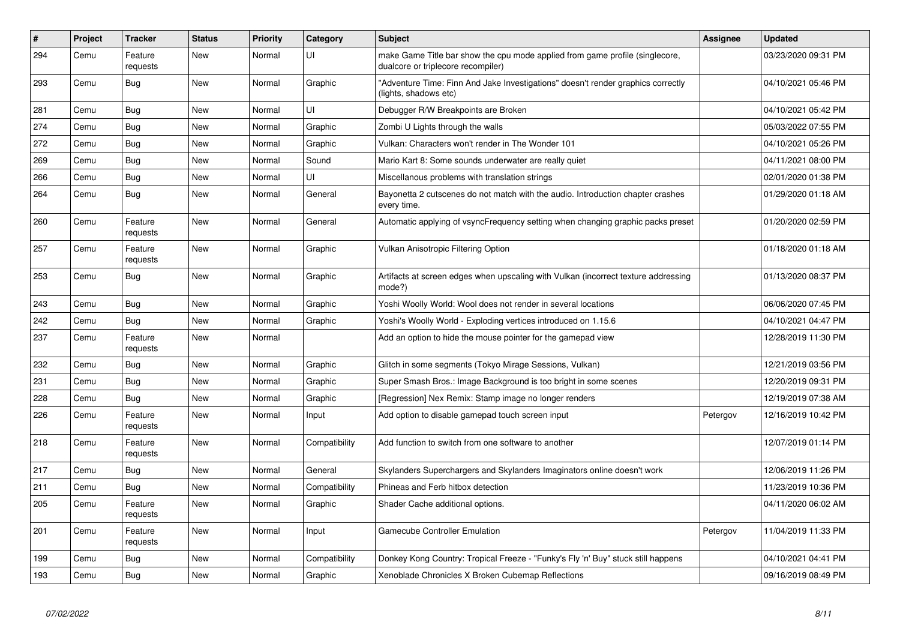| # | Project | Tracker | Status | Priority | Category | Subject | Assignee | Updated |
|---|---|---|---|---|---|---|---|---|
| 294 | Cemu | Feature requests | New | Normal | UI | make Game Title bar show the cpu mode applied from game profile (singlecore, dualcore or triplecore recompiler) | | 03/23/2020 09:31 PM |
| 293 | Cemu | Bug | New | Normal | Graphic | "Adventure Time: Finn And Jake Investigations" doesn't render graphics correctly (lights, shadows etc) | | 04/10/2021 05:46 PM |
| 281 | Cemu | Bug | New | Normal | UI | Debugger R/W Breakpoints are Broken | | 04/10/2021 05:42 PM |
| 274 | Cemu | Bug | New | Normal | Graphic | Zombi U Lights through the walls | | 05/03/2022 07:55 PM |
| 272 | Cemu | Bug | New | Normal | Graphic | Vulkan: Characters won't render in The Wonder 101 | | 04/10/2021 05:26 PM |
| 269 | Cemu | Bug | New | Normal | Sound | Mario Kart 8: Some sounds underwater are really quiet | | 04/11/2021 08:00 PM |
| 266 | Cemu | Bug | New | Normal | UI | Miscellanous problems with translation strings | | 02/01/2020 01:38 PM |
| 264 | Cemu | Bug | New | Normal | General | Bayonetta 2 cutscenes do not match with the audio. Introduction chapter crashes every time. | | 01/29/2020 01:18 AM |
| 260 | Cemu | Feature requests | New | Normal | General | Automatic applying of vsyncFrequency setting when changing graphic packs preset | | 01/20/2020 02:59 PM |
| 257 | Cemu | Feature requests | New | Normal | Graphic | Vulkan Anisotropic Filtering Option | | 01/18/2020 01:18 AM |
| 253 | Cemu | Bug | New | Normal | Graphic | Artifacts at screen edges when upscaling with Vulkan (incorrect texture addressing mode?) | | 01/13/2020 08:37 PM |
| 243 | Cemu | Bug | New | Normal | Graphic | Yoshi Woolly World: Wool does not render in several locations | | 06/06/2020 07:45 PM |
| 242 | Cemu | Bug | New | Normal | Graphic | Yoshi's Woolly World - Exploding vertices introduced on 1.15.6 | | 04/10/2021 04:47 PM |
| 237 | Cemu | Feature requests | New | Normal | | Add an option to hide the mouse pointer for the gamepad view | | 12/28/2019 11:30 PM |
| 232 | Cemu | Bug | New | Normal | Graphic | Glitch in some segments (Tokyo Mirage Sessions, Vulkan) | | 12/21/2019 03:56 PM |
| 231 | Cemu | Bug | New | Normal | Graphic | Super Smash Bros.: Image Background is too bright in some scenes | | 12/20/2019 09:31 PM |
| 228 | Cemu | Bug | New | Normal | Graphic | [Regression] Nex Remix: Stamp image no longer renders | | 12/19/2019 07:38 AM |
| 226 | Cemu | Feature requests | New | Normal | Input | Add option to disable gamepad touch screen input | Petergov | 12/16/2019 10:42 PM |
| 218 | Cemu | Feature requests | New | Normal | Compatibility | Add function to switch from one software to another | | 12/07/2019 01:14 PM |
| 217 | Cemu | Bug | New | Normal | General | Skylanders Superchargers and Skylanders Imaginators online doesn't work | | 12/06/2019 11:26 PM |
| 211 | Cemu | Bug | New | Normal | Compatibility | Phineas and Ferb hitbox detection | | 11/23/2019 10:36 PM |
| 205 | Cemu | Feature requests | New | Normal | Graphic | Shader Cache additional options. | | 04/11/2020 06:02 AM |
| 201 | Cemu | Feature requests | New | Normal | Input | Gamecube Controller Emulation | Petergov | 11/04/2019 11:33 PM |
| 199 | Cemu | Bug | New | Normal | Compatibility | Donkey Kong Country: Tropical Freeze - "Funky's Fly 'n' Buy" stuck still happens | | 04/10/2021 04:41 PM |
| 193 | Cemu | Bug | New | Normal | Graphic | Xenoblade Chronicles X Broken Cubemap Reflections | | 09/16/2019 08:49 PM |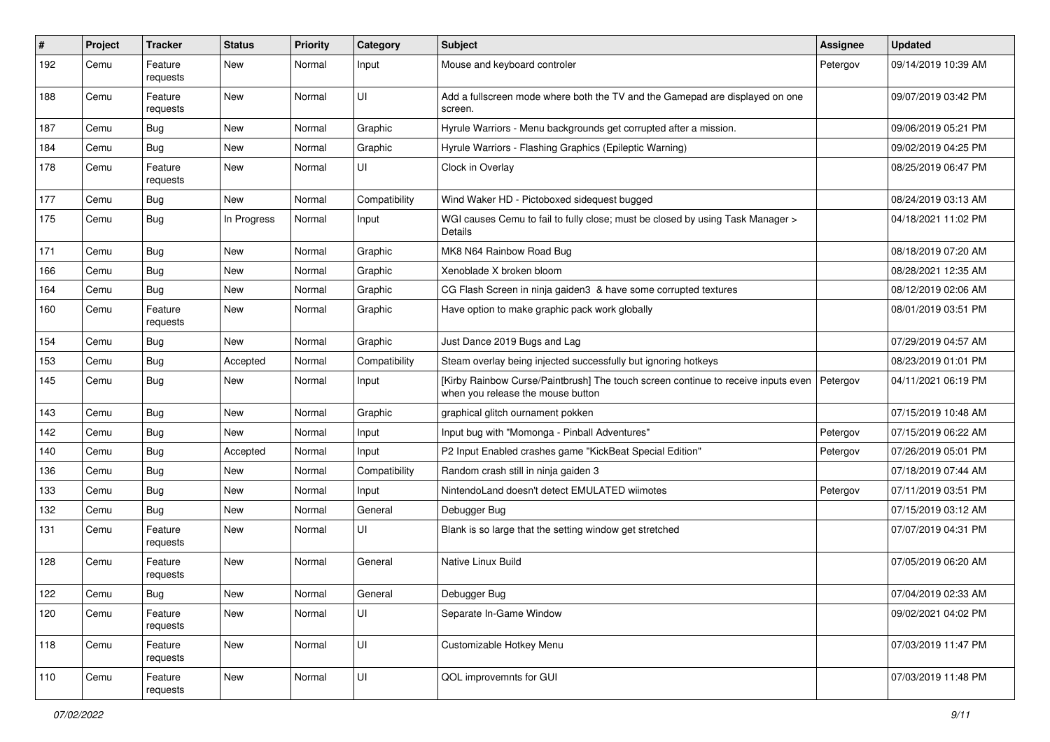| # | Project | Tracker | Status | Priority | Category | Subject | Assignee | Updated |
| --- | --- | --- | --- | --- | --- | --- | --- | --- |
| 192 | Cemu | Feature requests | New | Normal | Input | Mouse and keyboard controler | Petergov | 09/14/2019 10:39 AM |
| 188 | Cemu | Feature requests | New | Normal | UI | Add a fullscreen mode where both the TV and the Gamepad are displayed on one screen. | | 09/07/2019 03:42 PM |
| 187 | Cemu | Bug | New | Normal | Graphic | Hyrule Warriors - Menu backgrounds get corrupted after a mission. | | 09/06/2019 05:21 PM |
| 184 | Cemu | Bug | New | Normal | Graphic | Hyrule Warriors - Flashing Graphics (Epileptic Warning) | | 09/02/2019 04:25 PM |
| 178 | Cemu | Feature requests | New | Normal | UI | Clock in Overlay | | 08/25/2019 06:47 PM |
| 177 | Cemu | Bug | New | Normal | Compatibility | Wind Waker HD - Pictoboxed sidequest bugged | | 08/24/2019 03:13 AM |
| 175 | Cemu | Bug | In Progress | Normal | Input | WGI causes Cemu to fail to fully close; must be closed by using Task Manager > Details | | 04/18/2021 11:02 PM |
| 171 | Cemu | Bug | New | Normal | Graphic | MK8 N64 Rainbow Road Bug | | 08/18/2019 07:20 AM |
| 166 | Cemu | Bug | New | Normal | Graphic | Xenoblade X broken bloom | | 08/28/2021 12:35 AM |
| 164 | Cemu | Bug | New | Normal | Graphic | CG Flash Screen in ninja gaiden3 & have some corrupted textures | | 08/12/2019 02:06 AM |
| 160 | Cemu | Feature requests | New | Normal | Graphic | Have option to make graphic pack work globally | | 08/01/2019 03:51 PM |
| 154 | Cemu | Bug | New | Normal | Graphic | Just Dance 2019 Bugs and Lag | | 07/29/2019 04:57 AM |
| 153 | Cemu | Bug | Accepted | Normal | Compatibility | Steam overlay being injected successfully but ignoring hotkeys | | 08/23/2019 01:01 PM |
| 145 | Cemu | Bug | New | Normal | Input | [Kirby Rainbow Curse/Paintbrush] The touch screen continue to receive inputs even when you release the mouse button | Petergov | 04/11/2021 06:19 PM |
| 143 | Cemu | Bug | New | Normal | Graphic | graphical glitch ournament pokken | | 07/15/2019 10:48 AM |
| 142 | Cemu | Bug | New | Normal | Input | Input bug with "Momonga - Pinball Adventures" | Petergov | 07/15/2019 06:22 AM |
| 140 | Cemu | Bug | Accepted | Normal | Input | P2 Input Enabled crashes game "KickBeat Special Edition" | Petergov | 07/26/2019 05:01 PM |
| 136 | Cemu | Bug | New | Normal | Compatibility | Random crash still in ninja gaiden 3 | | 07/18/2019 07:44 AM |
| 133 | Cemu | Bug | New | Normal | Input | NintendoLand doesn't detect EMULATED wiimotes | Petergov | 07/11/2019 03:51 PM |
| 132 | Cemu | Bug | New | Normal | General | Debugger Bug | | 07/15/2019 03:12 AM |
| 131 | Cemu | Feature requests | New | Normal | UI | Blank is so large that the setting window get stretched | | 07/07/2019 04:31 PM |
| 128 | Cemu | Feature requests | New | Normal | General | Native Linux Build | | 07/05/2019 06:20 AM |
| 122 | Cemu | Bug | New | Normal | General | Debugger Bug | | 07/04/2019 02:33 AM |
| 120 | Cemu | Feature requests | New | Normal | UI | Separate In-Game Window | | 09/02/2021 04:02 PM |
| 118 | Cemu | Feature requests | New | Normal | UI | Customizable Hotkey Menu | | 07/03/2019 11:47 PM |
| 110 | Cemu | Feature requests | New | Normal | UI | QOL improvemnts for GUI | | 07/03/2019 11:48 PM |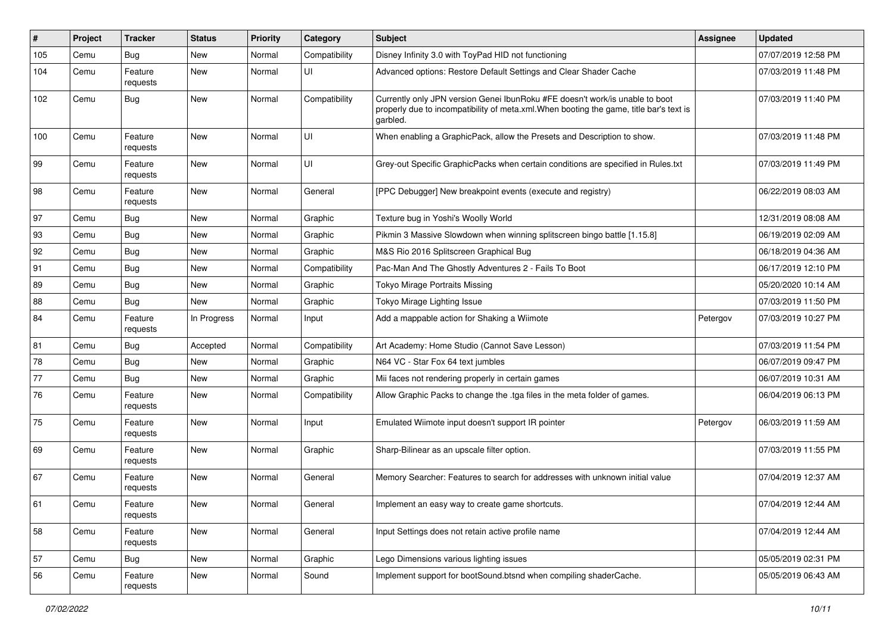| # | Project | Tracker | Status | Priority | Category | Subject | Assignee | Updated |
|---|---|---|---|---|---|---|---|---|
| 105 | Cemu | Bug | New | Normal | Compatibility | Disney Infinity 3.0 with ToyPad HID not functioning | | 07/07/2019 12:58 PM |
| 104 | Cemu | Feature requests | New | Normal | UI | Advanced options: Restore Default Settings and Clear Shader Cache | | 07/03/2019 11:48 PM |
| 102 | Cemu | Bug | New | Normal | Compatibility | Currently only JPN version Genei IbunRoku #FE doesn't work/is unable to boot properly due to incompatibility of meta.xml.When booting the game, title bar's text is garbled. | | 07/03/2019 11:40 PM |
| 100 | Cemu | Feature requests | New | Normal | UI | When enabling a GraphicPack, allow the Presets and Description to show. | | 07/03/2019 11:48 PM |
| 99 | Cemu | Feature requests | New | Normal | UI | Grey-out Specific GraphicPacks when certain conditions are specified in Rules.txt | | 07/03/2019 11:49 PM |
| 98 | Cemu | Feature requests | New | Normal | General | [PPC Debugger] New breakpoint events (execute and registry) | | 06/22/2019 08:03 AM |
| 97 | Cemu | Bug | New | Normal | Graphic | Texture bug in Yoshi's Woolly World | | 12/31/2019 08:08 AM |
| 93 | Cemu | Bug | New | Normal | Graphic | Pikmin 3 Massive Slowdown when winning splitscreen bingo battle [1.15.8] | | 06/19/2019 02:09 AM |
| 92 | Cemu | Bug | New | Normal | Graphic | M&S Rio 2016 Splitscreen Graphical Bug | | 06/18/2019 04:36 AM |
| 91 | Cemu | Bug | New | Normal | Compatibility | Pac-Man And The Ghostly Adventures 2 - Fails To Boot | | 06/17/2019 12:10 PM |
| 89 | Cemu | Bug | New | Normal | Graphic | Tokyo Mirage Portraits Missing | | 05/20/2020 10:14 AM |
| 88 | Cemu | Bug | New | Normal | Graphic | Tokyo Mirage Lighting Issue | | 07/03/2019 11:50 PM |
| 84 | Cemu | Feature requests | In Progress | Normal | Input | Add a mappable action for Shaking a Wiimote | Petergov | 07/03/2019 10:27 PM |
| 81 | Cemu | Bug | Accepted | Normal | Compatibility | Art Academy: Home Studio (Cannot Save Lesson) | | 07/03/2019 11:54 PM |
| 78 | Cemu | Bug | New | Normal | Graphic | N64 VC - Star Fox 64 text jumbles | | 06/07/2019 09:47 PM |
| 77 | Cemu | Bug | New | Normal | Graphic | Mii faces not rendering properly in certain games | | 06/07/2019 10:31 AM |
| 76 | Cemu | Feature requests | New | Normal | Compatibility | Allow Graphic Packs to change the .tga files in the meta folder of games. | | 06/04/2019 06:13 PM |
| 75 | Cemu | Feature requests | New | Normal | Input | Emulated Wiimote input doesn't support IR pointer | Petergov | 06/03/2019 11:59 AM |
| 69 | Cemu | Feature requests | New | Normal | Graphic | Sharp-Bilinear as an upscale filter option. | | 07/03/2019 11:55 PM |
| 67 | Cemu | Feature requests | New | Normal | General | Memory Searcher: Features to search for addresses with unknown initial value | | 07/04/2019 12:37 AM |
| 61 | Cemu | Feature requests | New | Normal | General | Implement an easy way to create game shortcuts. | | 07/04/2019 12:44 AM |
| 58 | Cemu | Feature requests | New | Normal | General | Input Settings does not retain active profile name | | 07/04/2019 12:44 AM |
| 57 | Cemu | Bug | New | Normal | Graphic | Lego Dimensions various lighting issues | | 05/05/2019 02:31 PM |
| 56 | Cemu | Feature requests | New | Normal | Sound | Implement support for bootSound.btsnd when compiling shaderCache. | | 05/05/2019 06:43 AM |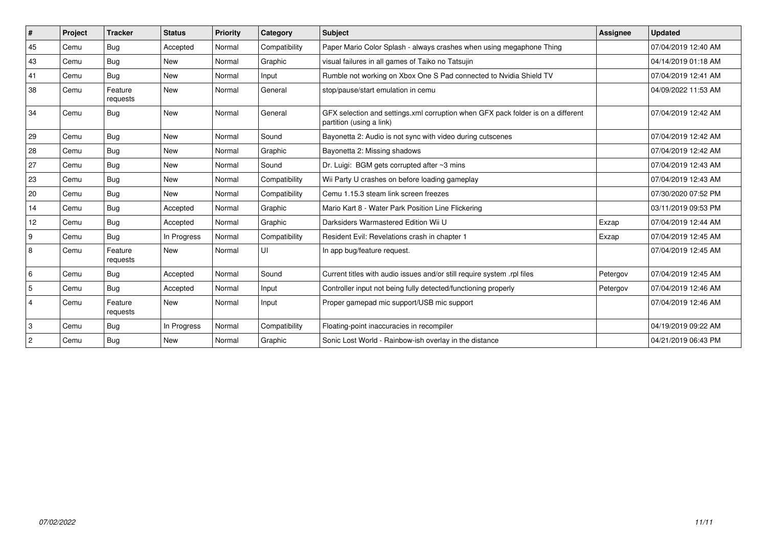| # | Project | Tracker | Status | Priority | Category | Subject | Assignee | Updated |
|---|---|---|---|---|---|---|---|---|
| 45 | Cemu | Bug | Accepted | Normal | Compatibility | Paper Mario Color Splash - always crashes when using megaphone Thing | | 07/04/2019 12:40 AM |
| 43 | Cemu | Bug | New | Normal | Graphic | visual failures in all games of Taiko no Tatsujin | | 04/14/2019 01:18 AM |
| 41 | Cemu | Bug | New | Normal | Input | Rumble not working on Xbox One S Pad connected to Nvidia Shield TV | | 07/04/2019 12:41 AM |
| 38 | Cemu | Feature requests | New | Normal | General | stop/pause/start emulation in cemu | | 04/09/2022 11:53 AM |
| 34 | Cemu | Bug | New | Normal | General | GFX selection and settings.xml corruption when GFX pack folder is on a different partition (using a link) | | 07/04/2019 12:42 AM |
| 29 | Cemu | Bug | New | Normal | Sound | Bayonetta 2: Audio is not sync with video during cutscenes | | 07/04/2019 12:42 AM |
| 28 | Cemu | Bug | New | Normal | Graphic | Bayonetta 2: Missing shadows | | 07/04/2019 12:42 AM |
| 27 | Cemu | Bug | New | Normal | Sound | Dr. Luigi:  BGM gets corrupted after ~3 mins | | 07/04/2019 12:43 AM |
| 23 | Cemu | Bug | New | Normal | Compatibility | Wii Party U crashes on before loading gameplay | | 07/04/2019 12:43 AM |
| 20 | Cemu | Bug | New | Normal | Compatibility | Cemu 1.15.3 steam link screen freezes | | 07/30/2020 07:52 PM |
| 14 | Cemu | Bug | Accepted | Normal | Graphic | Mario Kart 8 - Water Park Position Line Flickering | | 03/11/2019 09:53 PM |
| 12 | Cemu | Bug | Accepted | Normal | Graphic | Darksiders Warmastered Edition Wii U | Exzap | 07/04/2019 12:44 AM |
| 9 | Cemu | Bug | In Progress | Normal | Compatibility | Resident Evil: Revelations crash in chapter 1 | Exzap | 07/04/2019 12:45 AM |
| 8 | Cemu | Feature requests | New | Normal | UI | In app bug/feature request. | | 07/04/2019 12:45 AM |
| 6 | Cemu | Bug | Accepted | Normal | Sound | Current titles with audio issues and/or still require system .rpl files | Petergov | 07/04/2019 12:45 AM |
| 5 | Cemu | Bug | Accepted | Normal | Input | Controller input not being fully detected/functioning properly | Petergov | 07/04/2019 12:46 AM |
| 4 | Cemu | Feature requests | New | Normal | Input | Proper gamepad mic support/USB mic support | | 07/04/2019 12:46 AM |
| 3 | Cemu | Bug | In Progress | Normal | Compatibility | Floating-point inaccuracies in recompiler | | 04/19/2019 09:22 AM |
| 2 | Cemu | Bug | New | Normal | Graphic | Sonic Lost World - Rainbow-ish overlay in the distance | | 04/21/2019 06:43 PM |